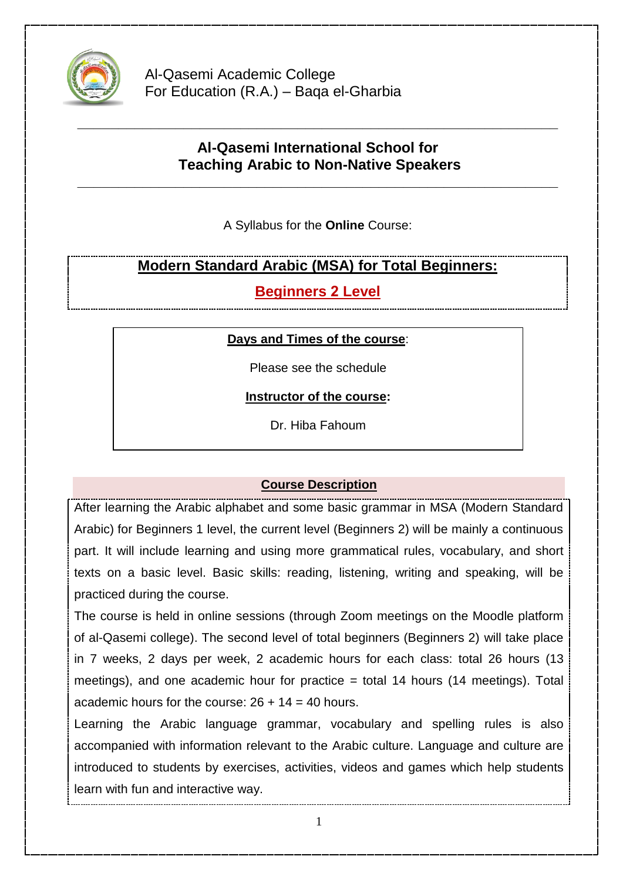Al-Qasemi Academic College
For Education (R.A.) – Baqa el-Gharbia

## Al-Qasemi International School for Teaching Arabic to Non-Native Speakers

A Syllabus for the **Online** Course:

# Modern Standard Arabic (MSA) for Total Beginners:

## Beginners 2 Level

**Days and Times of the course**:

Please see the schedule

**Instructor of the course:**

Dr. Hiba Fahoum

### Course Description

After learning the Arabic alphabet and some basic grammar in MSA (Modern Standard Arabic) for Beginners 1 level, the current level (Beginners 2) will be mainly a continuous part. It will include learning and using more grammatical rules, vocabulary, and short texts on a basic level. Basic skills: reading, listening, writing and speaking, will be practiced during the course.

The course is held in online sessions (through Zoom meetings on the Moodle platform of al-Qasemi college). The second level of total beginners (Beginners 2) will take place in 7 weeks, 2 days per week, 2 academic hours for each class: total 26 hours (13 meetings), and one academic hour for practice = total 14 hours (14 meetings). Total academic hours for the course: 26 + 14 = 40 hours.

Learning the Arabic language grammar, vocabulary and spelling rules is also accompanied with information relevant to the Arabic culture. Language and culture are introduced to students by exercises, activities, videos and games which help students learn with fun and interactive way.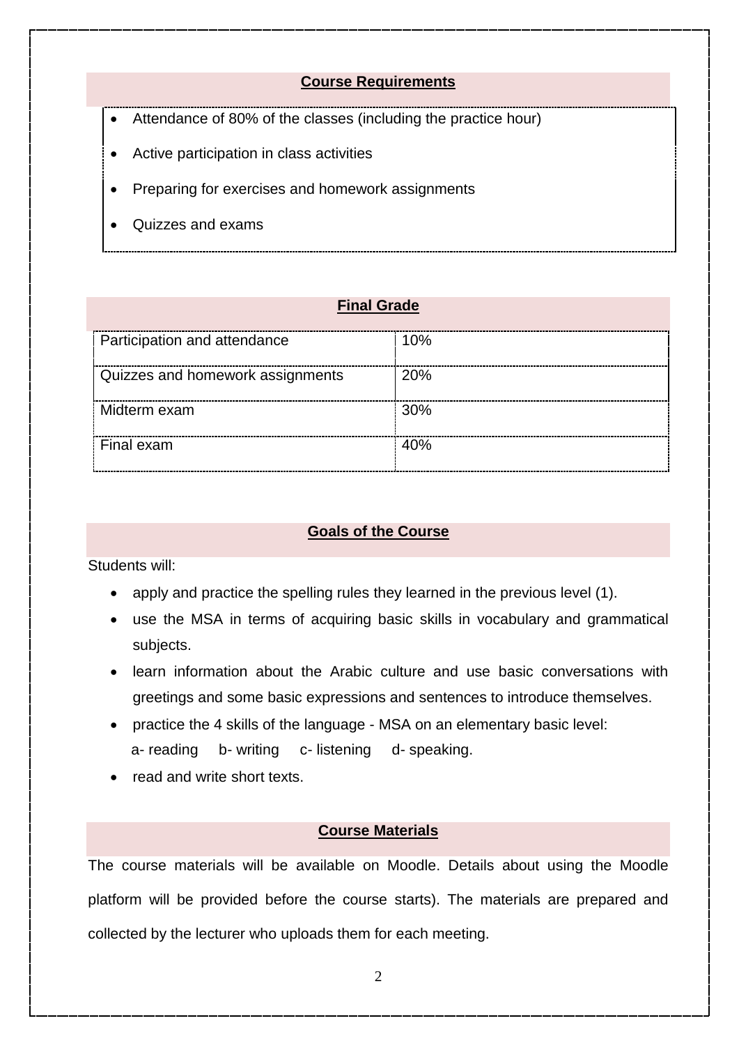## Course Requirements

- Attendance of 80% of the classes (including the practice hour)
- Active participation in class activities
- Preparing for exercises and homework assignments
- Quizzes and exams

## Final Grade

| Component | Weight |
|---|---|
| Participation and attendance | 10% |
| Quizzes and homework assignments | 20% |
| Midterm exam | 30% |
| Final exam | 40% |

## Goals of the Course

Students will:

- apply and practice the spelling rules they learned in the previous level (1).
- use the MSA in terms of acquiring basic skills in vocabulary and grammatical subjects.
- learn information about the Arabic culture and use basic conversations with greetings and some basic expressions and sentences to introduce themselves.
- practice the 4 skills of the language - MSA on an elementary basic level:
  a- reading b- writing c- listening d- speaking.
- read and write short texts.

## Course Materials

The course materials will be available on Moodle. Details about using the Moodle platform will be provided before the course starts). The materials are prepared and collected by the lecturer who uploads them for each meeting.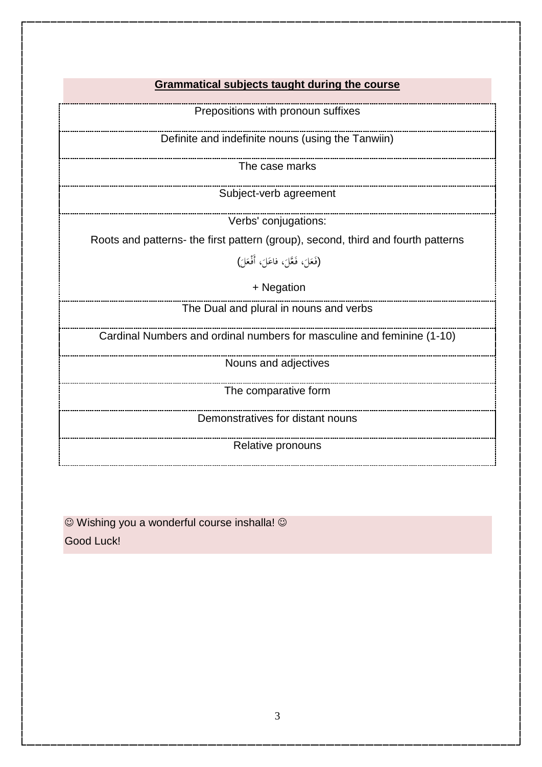| **Grammatical subjects taught during the course** |
| --- |
| Prepositions with pronoun suffixes |
| Definite and indefinite nouns (using the Tanwiin) |
| The case marks |
| Subject-verb agreement |
| Verbs' conjugations:<br>Roots and patterns- the first pattern (group), second, third and fourth patterns<br>(فَعَلَ، فَعَّلَ، فاعَلَ، أَفْعَلَ)<br>+ Negation |
| The Dual and plural in nouns and verbs |
| Cardinal Numbers and ordinal numbers for masculine and feminine (1-10) |
| Nouns and adjectives |
| The comparative form |
| Demonstratives for distant nouns |
| Relative pronouns |

☺ Wishing you a wonderful course inshalla! ☺

Good Luck!